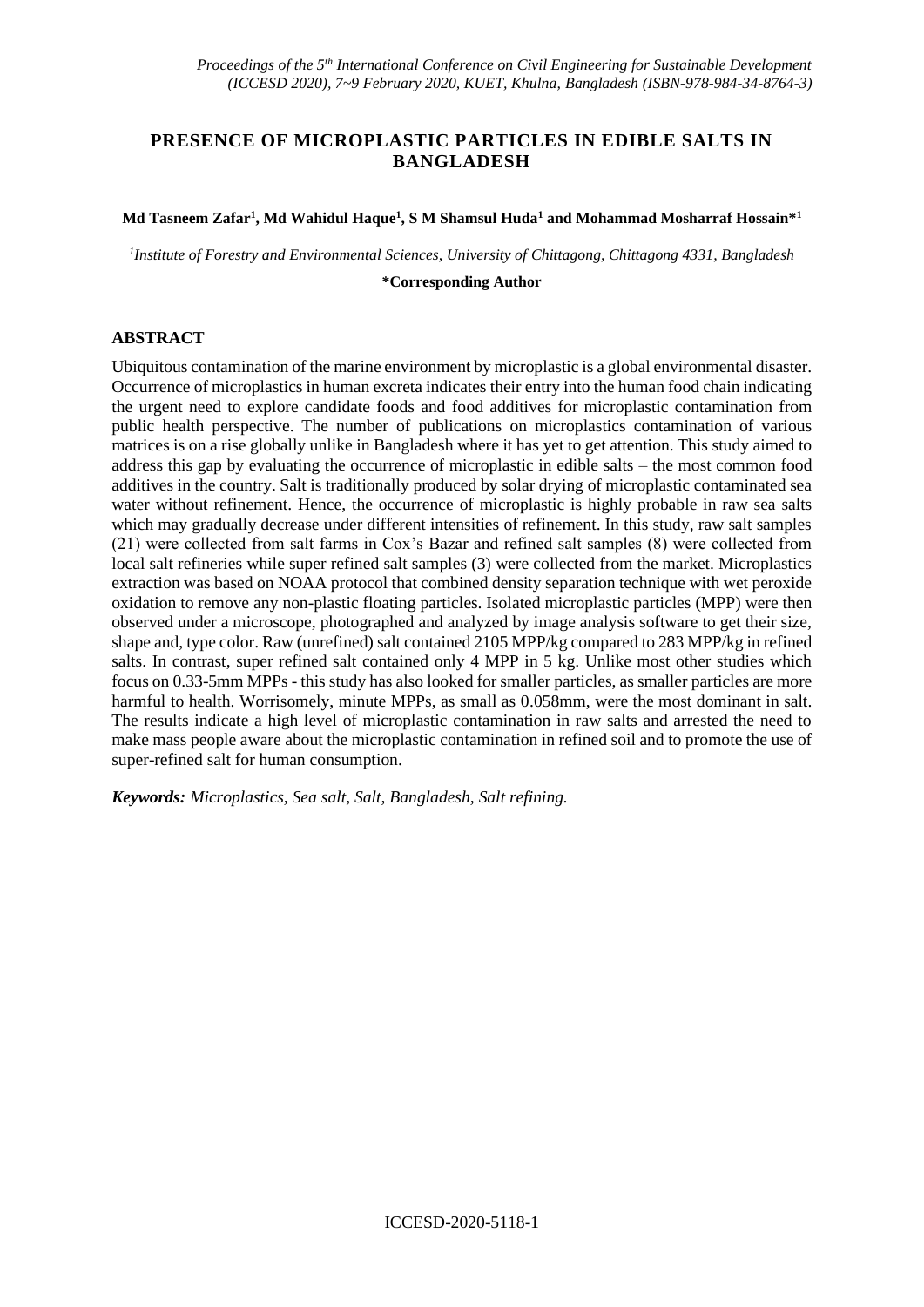# PRESENCE OF MICROPLASTIC PARTICLES IN EDIBLE SALTS IN BANGLADESH

**Md Tasneem Zafar[1], Md Wahidul Haque[1], S M Shamsul Huda[1] and Mohammad Mosharraf Hossain*[1]**

*[1]Institute of Forestry and Environmental Sciences, University of Chittagong, Chittagong 4331, Bangladesh*

**\*Corresponding Author**

## ABSTRACT

Ubiquitous contamination of the marine environment by microplastic is a global environmental disaster. Occurrence of microplastics in human excreta indicates their entry into the human food chain indicating the urgent need to explore candidate foods and food additives for microplastic contamination from public health perspective. The number of publications on microplastics contamination of various matrices is on a rise globally unlike in Bangladesh where it has yet to get attention. This study aimed to address this gap by evaluating the occurrence of microplastic in edible salts – the most common food additives in the country. Salt is traditionally produced by solar drying of microplastic contaminated sea water without refinement. Hence, the occurrence of microplastic is highly probable in raw sea salts which may gradually decrease under different intensities of refinement. In this study, raw salt samples (21) were collected from salt farms in Cox's Bazar and refined salt samples (8) were collected from local salt refineries while super refined salt samples (3) were collected from the market. Microplastics extraction was based on NOAA protocol that combined density separation technique with wet peroxide oxidation to remove any non-plastic floating particles. Isolated microplastic particles (MPP) were then observed under a microscope, photographed and analyzed by image analysis software to get their size, shape and, type color. Raw (unrefined) salt contained 2105 MPP/kg compared to 283 MPP/kg in refined salts. In contrast, super refined salt contained only 4 MPP in 5 kg. Unlike most other studies which focus on 0.33-5mm MPPs - this study has also looked for smaller particles, as smaller particles are more harmful to health. Worrisomely, minute MPPs, as small as 0.058mm, were the most dominant in salt. The results indicate a high level of microplastic contamination in raw salts and arrested the need to make mass people aware about the microplastic contamination in refined soil and to promote the use of super-refined salt for human consumption.

***Keywords:*** *Microplastics, Sea salt, Salt, Bangladesh, Salt refining.*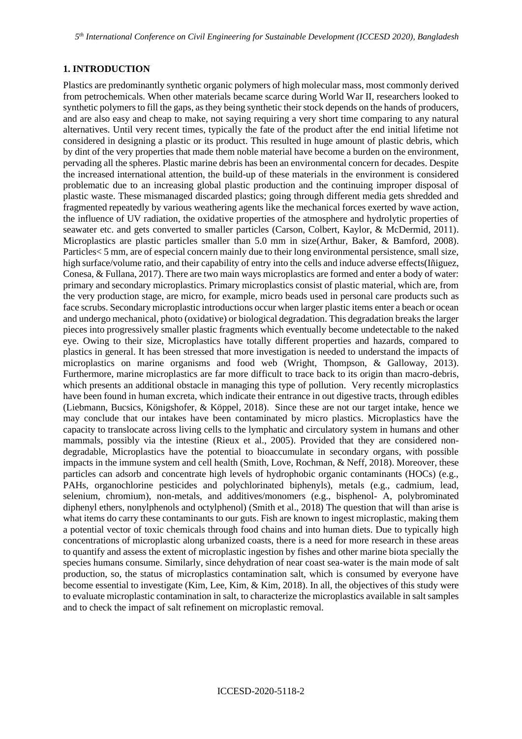## 1. INTRODUCTION

Plastics are predominantly synthetic organic polymers of high molecular mass, most commonly derived from petrochemicals. When other materials became scarce during World War II, researchers looked to synthetic polymers to fill the gaps, as they being synthetic their stock depends on the hands of producers, and are also easy and cheap to make, not saying requiring a very short time comparing to any natural alternatives. Until very recent times, typically the fate of the product after the end initial lifetime not considered in designing a plastic or its product. This resulted in huge amount of plastic debris, which by dint of the very properties that made them noble material have become a burden on the environment, pervading all the spheres. Plastic marine debris has been an environmental concern for decades. Despite the increased international attention, the build-up of these materials in the environment is considered problematic due to an increasing global plastic production and the continuing improper disposal of plastic waste. These mismanaged discarded plastics; going through different media gets shredded and fragmented repeatedly by various weathering agents like the mechanical forces exerted by wave action, the influence of UV radiation, the oxidative properties of the atmosphere and hydrolytic properties of seawater etc. and gets converted to smaller particles (Carson, Colbert, Kaylor, & McDermid, 2011). Microplastics are plastic particles smaller than 5.0 mm in size(Arthur, Baker, & Bamford, 2008). Particles< 5 mm, are of especial concern mainly due to their long environmental persistence, small size, high surface/volume ratio, and their capability of entry into the cells and induce adverse effects(Iñiguez, Conesa, & Fullana, 2017). There are two main ways microplastics are formed and enter a body of water: primary and secondary microplastics. Primary microplastics consist of plastic material, which are, from the very production stage, are micro, for example, micro beads used in personal care products such as face scrubs. Secondary microplastic introductions occur when larger plastic items enter a beach or ocean and undergo mechanical, photo (oxidative) or biological degradation. This degradation breaks the larger pieces into progressively smaller plastic fragments which eventually become undetectable to the naked eye. Owing to their size, Microplastics have totally different properties and hazards, compared to plastics in general. It has been stressed that more investigation is needed to understand the impacts of microplastics on marine organisms and food web (Wright, Thompson, & Galloway, 2013). Furthermore, marine microplastics are far more difficult to trace back to its origin than macro-debris, which presents an additional obstacle in managing this type of pollution. Very recently microplastics have been found in human excreta, which indicate their entrance in out digestive tracts, through edibles (Liebmann, Bucsics, Königshofer, & Köppel, 2018). Since these are not our target intake, hence we may conclude that our intakes have been contaminated by micro plastics. Microplastics have the capacity to translocate across living cells to the lymphatic and circulatory system in humans and other mammals, possibly via the intestine (Rieux et al., 2005). Provided that they are considered non-degradable, Microplastics have the potential to bioaccumulate in secondary organs, with possible impacts in the immune system and cell health (Smith, Love, Rochman, & Neff, 2018). Moreover, these particles can adsorb and concentrate high levels of hydrophobic organic contaminants (HOCs) (e.g., PAHs, organochlorine pesticides and polychlorinated biphenyls), metals (e.g., cadmium, lead, selenium, chromium), non-metals, and additives/monomers (e.g., bisphenol- A, polybrominated diphenyl ethers, nonylphenols and octylphenol) (Smith et al., 2018) The question that will than arise is what items do carry these contaminants to our guts. Fish are known to ingest microplastic, making them a potential vector of toxic chemicals through food chains and into human diets. Due to typically high concentrations of microplastic along urbanized coasts, there is a need for more research in these areas to quantify and assess the extent of microplastic ingestion by fishes and other marine biota specially the species humans consume. Similarly, since dehydration of near coast sea-water is the main mode of salt production, so, the status of microplastics contamination salt, which is consumed by everyone have become essential to investigate (Kim, Lee, Kim, & Kim, 2018). In all, the objectives of this study were to evaluate microplastic contamination in salt, to characterize the microplastics available in salt samples and to check the impact of salt refinement on microplastic removal.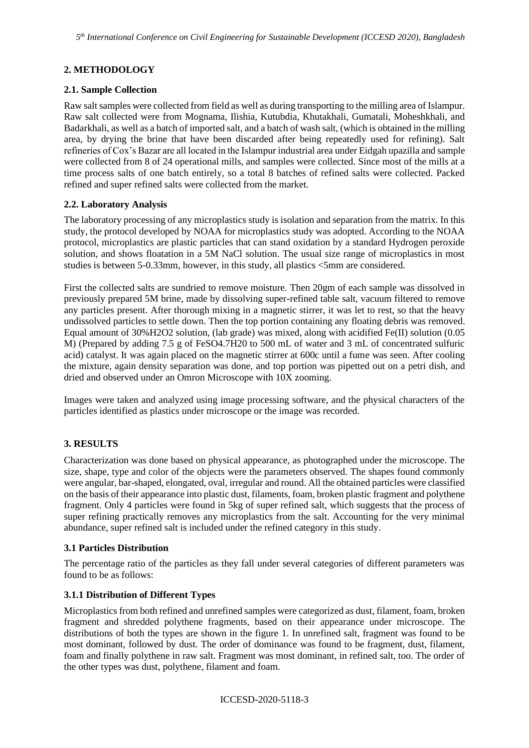## 2. METHODOLOGY

### 2.1. Sample Collection

Raw salt samples were collected from field as well as during transporting to the milling area of Islampur. Raw salt collected were from Mognama, Ilishia, Kutubdia, Khutakhali, Gumatali, Moheshkhali, and Badarkhali, as well as a batch of imported salt, and a batch of wash salt, (which is obtained in the milling area, by drying the brine that have been discarded after being repeatedly used for refining). Salt refineries of Cox's Bazar are all located in the Islampur industrial area under Eidgah upazilla and sample were collected from 8 of 24 operational mills, and samples were collected. Since most of the mills at a time process salts of one batch entirely, so a total 8 batches of refined salts were collected. Packed refined and super refined salts were collected from the market.

### 2.2. Laboratory Analysis

The laboratory processing of any microplastics study is isolation and separation from the matrix. In this study, the protocol developed by NOAA for microplastics study was adopted. According to the NOAA protocol, microplastics are plastic particles that can stand oxidation by a standard Hydrogen peroxide solution, and shows floatation in a 5M NaCl solution. The usual size range of microplastics in most studies is between 5-0.33mm, however, in this study, all plastics <5mm are considered.

First the collected salts are sundried to remove moisture. Then 20gm of each sample was dissolved in previously prepared 5M brine, made by dissolving super-refined table salt, vacuum filtered to remove any particles present. After thorough mixing in a magnetic stirrer, it was let to rest, so that the heavy undissolved particles to settle down. Then the top portion containing any floating debris was removed. Equal amount of 30%H2O2 solution, (lab grade) was mixed, along with acidified Fe(II) solution (0.05 M) (Prepared by adding 7.5 g of FeSO4.7H20 to 500 mL of water and 3 mL of concentrated sulfuric acid) catalyst. It was again placed on the magnetic stirrer at 600c until a fume was seen. After cooling the mixture, again density separation was done, and top portion was pipetted out on a petri dish, and dried and observed under an Omron Microscope with 10X zooming.

Images were taken and analyzed using image processing software, and the physical characters of the particles identified as plastics under microscope or the image was recorded.

## 3. RESULTS

Characterization was done based on physical appearance, as photographed under the microscope. The size, shape, type and color of the objects were the parameters observed. The shapes found commonly were angular, bar-shaped, elongated, oval, irregular and round. All the obtained particles were classified on the basis of their appearance into plastic dust, filaments, foam, broken plastic fragment and polythene fragment. Only 4 particles were found in 5kg of super refined salt, which suggests that the process of super refining practically removes any microplastics from the salt. Accounting for the very minimal abundance, super refined salt is included under the refined category in this study.

### 3.1 Particles Distribution

The percentage ratio of the particles as they fall under several categories of different parameters was found to be as follows:

#### 3.1.1 Distribution of Different Types

Microplastics from both refined and unrefined samples were categorized as dust, filament, foam, broken fragment and shredded polythene fragments, based on their appearance under microscope. The distributions of both the types are shown in the figure 1. In unrefined salt, fragment was found to be most dominant, followed by dust. The order of dominance was found to be fragment, dust, filament, foam and finally polythene in raw salt. Fragment was most dominant, in refined salt, too. The order of the other types was dust, polythene, filament and foam.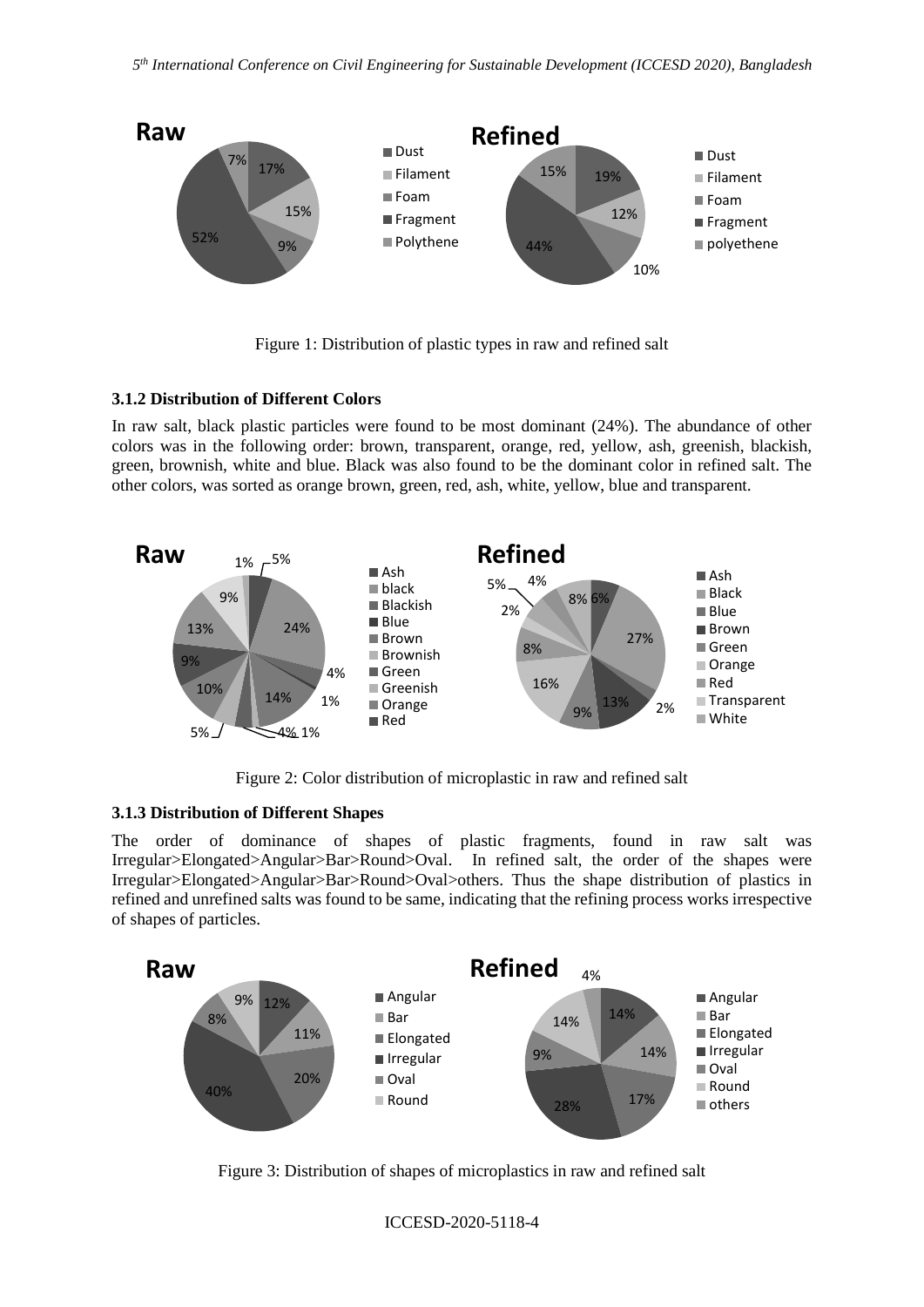Figure 1: Distribution of plastic types in raw and refined salt

### 3.1.2 Distribution of Different Colors

In raw salt, black plastic particles were found to be most dominant (24%). The abundance of other colors was in the following order: brown, transparent, orange, red, yellow, ash, greenish, blackish, green, brownish, white and blue. Black was also found to be the dominant color in refined salt. The other colors, was sorted as orange brown, green, red, ash, white, yellow, blue and transparent.

Figure 2: Color distribution of microplastic in raw and refined salt

### 3.1.3 Distribution of Different Shapes

The order of dominance of shapes of plastic fragments, found in raw salt was Irregular>Elongated>Angular>Bar>Round>Oval. In refined salt, the order of the shapes were Irregular>Elongated>Angular>Bar>Round>Oval>others. Thus the shape distribution of plastics in refined and unrefined salts was found to be same, indicating that the refining process works irrespective of shapes of particles.

Figure 3: Distribution of shapes of microplastics in raw and refined salt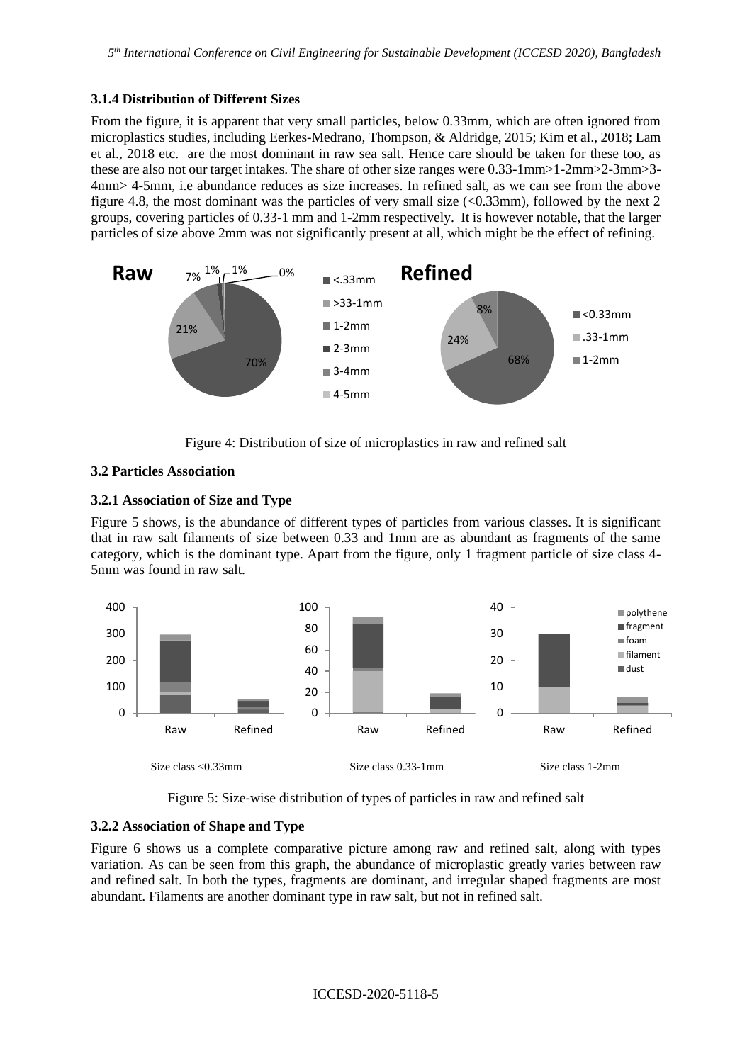### 3.1.4 Distribution of Different Sizes

From the figure, it is apparent that very small particles, below 0.33mm, which are often ignored from microplastics studies, including Eerkes-Medrano, Thompson, & Aldridge, 2015; Kim et al., 2018; Lam et al., 2018 etc. are the most dominant in raw sea salt. Hence care should be taken for these too, as these are also not our target intakes. The share of other size ranges were 0.33-1mm>1-2mm>2-3mm>3-4mm> 4-5mm, i.e abundance reduces as size increases. In refined salt, as we can see from the above figure 4.8, the most dominant was the particles of very small size (<0.33mm), followed by the next 2 groups, covering particles of 0.33-1 mm and 1-2mm respectively. It is however notable, that the larger particles of size above 2mm was not significantly present at all, which might be the effect of refining.

Figure 4: Distribution of size of microplastics in raw and refined salt

## 3.2 Particles Association

### 3.2.1 Association of Size and Type

Figure 5 shows, is the abundance of different types of particles from various classes. It is significant that in raw salt filaments of size between 0.33 and 1mm are as abundant as fragments of the same category, which is the dominant type. Apart from the figure, only 1 fragment particle of size class 4-5mm was found in raw salt.

Figure 5: Size-wise distribution of types of particles in raw and refined salt

### 3.2.2 Association of Shape and Type

Figure 6 shows us a complete comparative picture among raw and refined salt, along with types variation. As can be seen from this graph, the abundance of microplastic greatly varies between raw and refined salt. In both the types, fragments are dominant, and irregular shaped fragments are most abundant. Filaments are another dominant type in raw salt, but not in refined salt.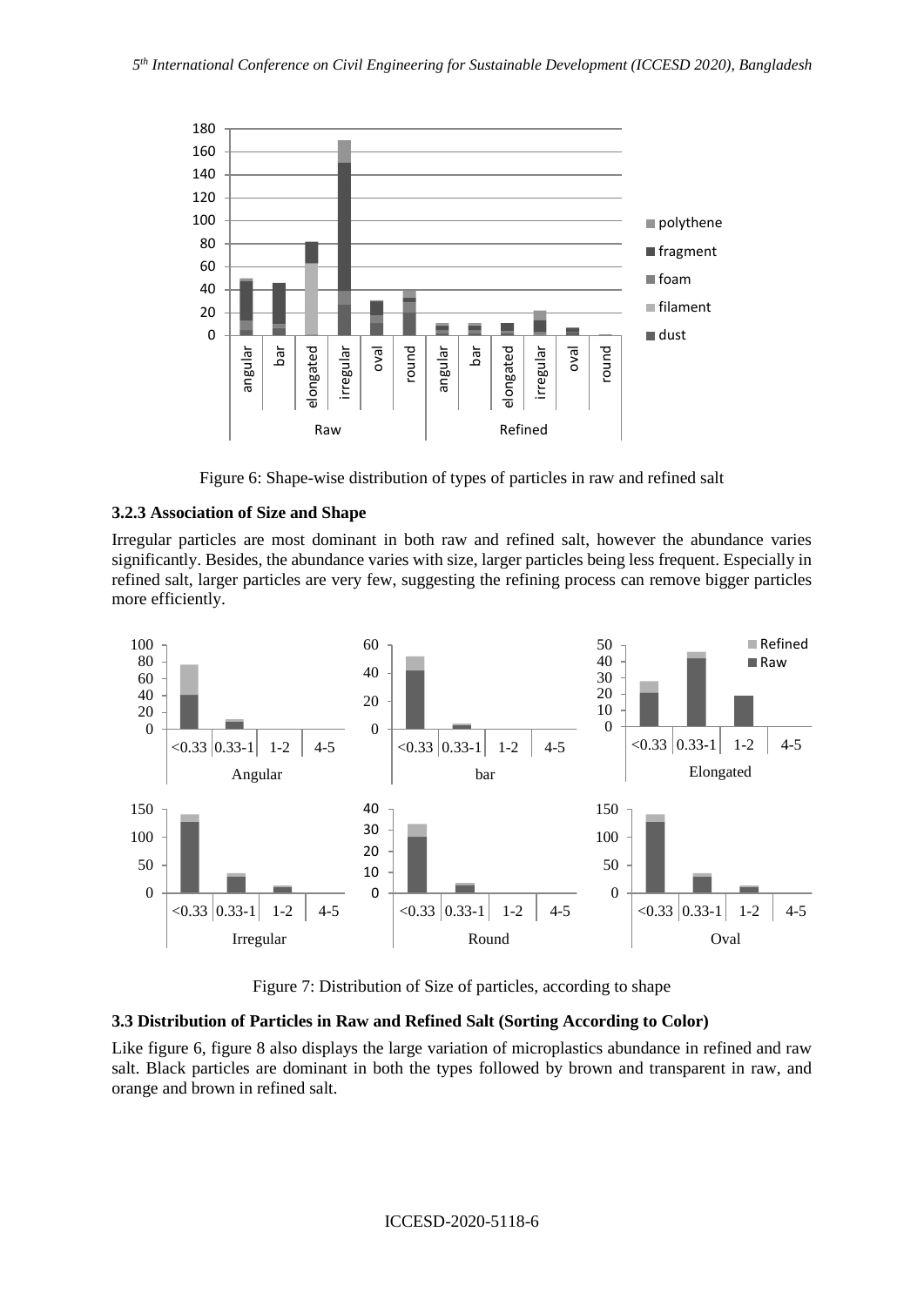Figure 6: Shape-wise distribution of types of particles in raw and refined salt

### 3.2.3 Association of Size and Shape

Irregular particles are most dominant in both raw and refined salt, however the abundance varies significantly. Besides, the abundance varies with size, larger particles being less frequent. Especially in refined salt, larger particles are very few, suggesting the refining process can remove bigger particles more efficiently.

Figure 7: Distribution of Size of particles, according to shape

### 3.3 Distribution of Particles in Raw and Refined Salt (Sorting According to Color)

Like figure 6, figure 8 also displays the large variation of microplastics abundance in refined and raw salt. Black particles are dominant in both the types followed by brown and transparent in raw, and orange and brown in refined salt.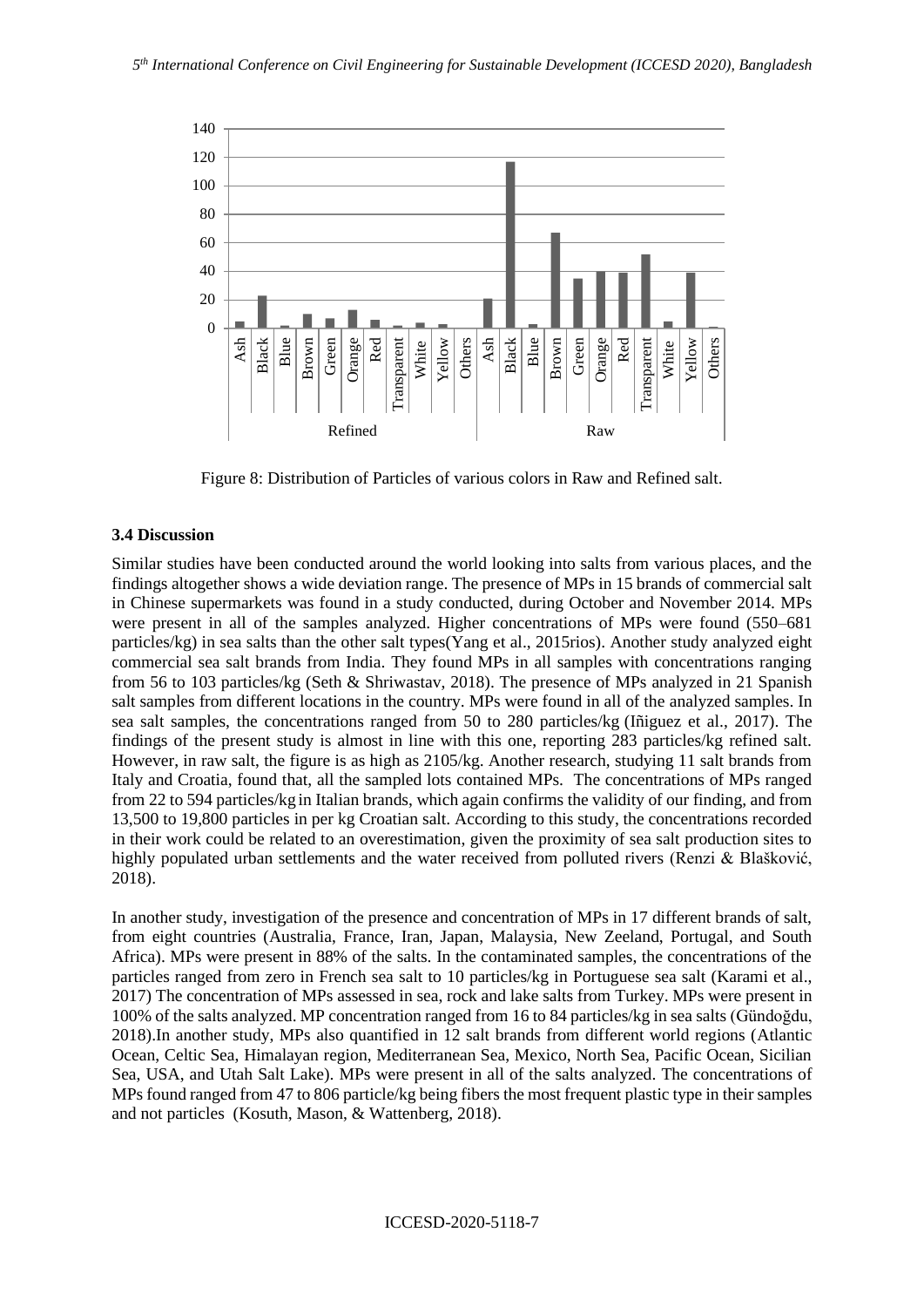Figure 8: Distribution of Particles of various colors in Raw and Refined salt.

### 3.4 Discussion

Similar studies have been conducted around the world looking into salts from various places, and the findings altogether shows a wide deviation range. The presence of MPs in 15 brands of commercial salt in Chinese supermarkets was found in a study conducted, during October and November 2014. MPs were present in all of the samples analyzed. Higher concentrations of MPs were found (550–681 particles/kg) in sea salts than the other salt types(Yang et al., 2015rios). Another study analyzed eight commercial sea salt brands from India. They found MPs in all samples with concentrations ranging from 56 to 103 particles/kg (Seth & Shriwastav, 2018). The presence of MPs analyzed in 21 Spanish salt samples from different locations in the country. MPs were found in all of the analyzed samples. In sea salt samples, the concentrations ranged from 50 to 280 particles/kg (Iñiguez et al., 2017). The findings of the present study is almost in line with this one, reporting 283 particles/kg refined salt. However, in raw salt, the figure is as high as 2105/kg. Another research, studying 11 salt brands from Italy and Croatia, found that, all the sampled lots contained MPs. The concentrations of MPs ranged from 22 to 594 particles/kg in Italian brands, which again confirms the validity of our finding, and from 13,500 to 19,800 particles in per kg Croatian salt. According to this study, the concentrations recorded in their work could be related to an overestimation, given the proximity of sea salt production sites to highly populated urban settlements and the water received from polluted rivers (Renzi & Blašković, 2018).

In another study, investigation of the presence and concentration of MPs in 17 different brands of salt, from eight countries (Australia, France, Iran, Japan, Malaysia, New Zeeland, Portugal, and South Africa). MPs were present in 88% of the salts. In the contaminated samples, the concentrations of the particles ranged from zero in French sea salt to 10 particles/kg in Portuguese sea salt (Karami et al., 2017) The concentration of MPs assessed in sea, rock and lake salts from Turkey. MPs were present in 100% of the salts analyzed. MP concentration ranged from 16 to 84 particles/kg in sea salts (Gündoğdu, 2018).In another study, MPs also quantified in 12 salt brands from different world regions (Atlantic Ocean, Celtic Sea, Himalayan region, Mediterranean Sea, Mexico, North Sea, Pacific Ocean, Sicilian Sea, USA, and Utah Salt Lake). MPs were present in all of the salts analyzed. The concentrations of MPs found ranged from 47 to 806 particle/kg being fibers the most frequent plastic type in their samples and not particles (Kosuth, Mason, & Wattenberg, 2018).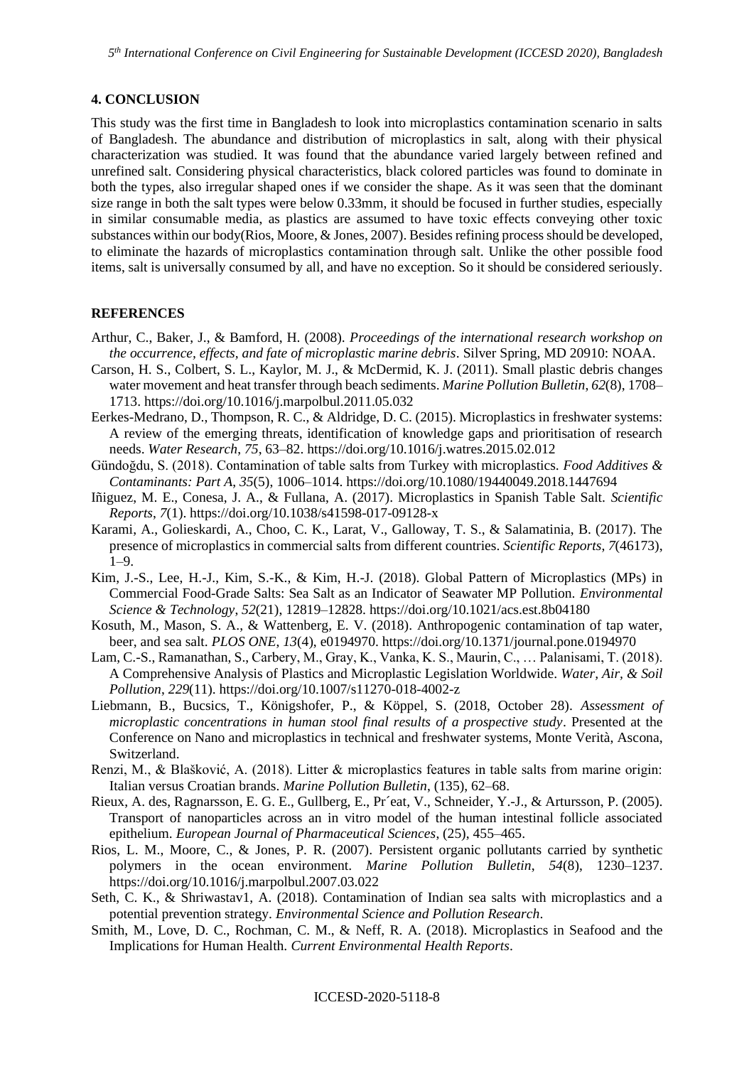## 4. CONCLUSION

This study was the first time in Bangladesh to look into microplastics contamination scenario in salts of Bangladesh. The abundance and distribution of microplastics in salt, along with their physical characterization was studied. It was found that the abundance varied largely between refined and unrefined salt. Considering physical characteristics, black colored particles was found to dominate in both the types, also irregular shaped ones if we consider the shape. As it was seen that the dominant size range in both the salt types were below 0.33mm, it should be focused in further studies, especially in similar consumable media, as plastics are assumed to have toxic effects conveying other toxic substances within our body(Rios, Moore, & Jones, 2007). Besides refining process should be developed, to eliminate the hazards of microplastics contamination through salt. Unlike the other possible food items, salt is universally consumed by all, and have no exception. So it should be considered seriously.

## REFERENCES

Arthur, C., Baker, J., & Bamford, H. (2008). *Proceedings of the international research workshop on the occurrence, effects, and fate of microplastic marine debris*. Silver Spring, MD 20910: NOAA.

Carson, H. S., Colbert, S. L., Kaylor, M. J., & McDermid, K. J. (2011). Small plastic debris changes water movement and heat transfer through beach sediments. *Marine Pollution Bulletin*, *62*(8), 1708–1713. https://doi.org/10.1016/j.marpolbul.2011.05.032

Eerkes-Medrano, D., Thompson, R. C., & Aldridge, D. C. (2015). Microplastics in freshwater systems: A review of the emerging threats, identification of knowledge gaps and prioritisation of research needs. *Water Research*, *75*, 63–82. https://doi.org/10.1016/j.watres.2015.02.012

Gündoğdu, S. (2018). Contamination of table salts from Turkey with microplastics. *Food Additives & Contaminants: Part A*, *35*(5), 1006–1014. https://doi.org/10.1080/19440049.2018.1447694

Iñiguez, M. E., Conesa, J. A., & Fullana, A. (2017). Microplastics in Spanish Table Salt. *Scientific Reports*, *7*(1). https://doi.org/10.1038/s41598-017-09128-x

Karami, A., Golieskardi, A., Choo, C. K., Larat, V., Galloway, T. S., & Salamatinia, B. (2017). The presence of microplastics in commercial salts from different countries. *Scientific Reports*, *7*(46173), 1–9.

Kim, J.-S., Lee, H.-J., Kim, S.-K., & Kim, H.-J. (2018). Global Pattern of Microplastics (MPs) in Commercial Food-Grade Salts: Sea Salt as an Indicator of Seawater MP Pollution. *Environmental Science & Technology*, *52*(21), 12819–12828. https://doi.org/10.1021/acs.est.8b04180

Kosuth, M., Mason, S. A., & Wattenberg, E. V. (2018). Anthropogenic contamination of tap water, beer, and sea salt. *PLOS ONE*, *13*(4), e0194970. https://doi.org/10.1371/journal.pone.0194970

Lam, C.-S., Ramanathan, S., Carbery, M., Gray, K., Vanka, K. S., Maurin, C., … Palanisami, T. (2018). A Comprehensive Analysis of Plastics and Microplastic Legislation Worldwide. *Water, Air, & Soil Pollution*, *229*(11). https://doi.org/10.1007/s11270-018-4002-z

Liebmann, B., Bucsics, T., Königshofer, P., & Köppel, S. (2018, October 28). *Assessment of microplastic concentrations in human stool final results of a prospective study*. Presented at the Conference on Nano and microplastics in technical and freshwater systems, Monte Verità, Ascona, Switzerland.

Renzi, M., & Blašković, A. (2018). Litter & microplastics features in table salts from marine origin: Italian versus Croatian brands. *Marine Pollution Bulletin*, (135), 62–68.

Rieux, A. des, Ragnarsson, E. G. E., Gullberg, E., Pr´eat, V., Schneider, Y.-J., & Artursson, P. (2005). Transport of nanoparticles across an in vitro model of the human intestinal follicle associated epithelium. *European Journal of Pharmaceutical Sciences*, (25), 455–465.

Rios, L. M., Moore, C., & Jones, P. R. (2007). Persistent organic pollutants carried by synthetic polymers in the ocean environment. *Marine Pollution Bulletin*, *54*(8), 1230–1237. https://doi.org/10.1016/j.marpolbul.2007.03.022

Seth, C. K., & Shriwastav1, A. (2018). Contamination of Indian sea salts with microplastics and a potential prevention strategy. *Environmental Science and Pollution Research*.

Smith, M., Love, D. C., Rochman, C. M., & Neff, R. A. (2018). Microplastics in Seafood and the Implications for Human Health. *Current Environmental Health Reports*.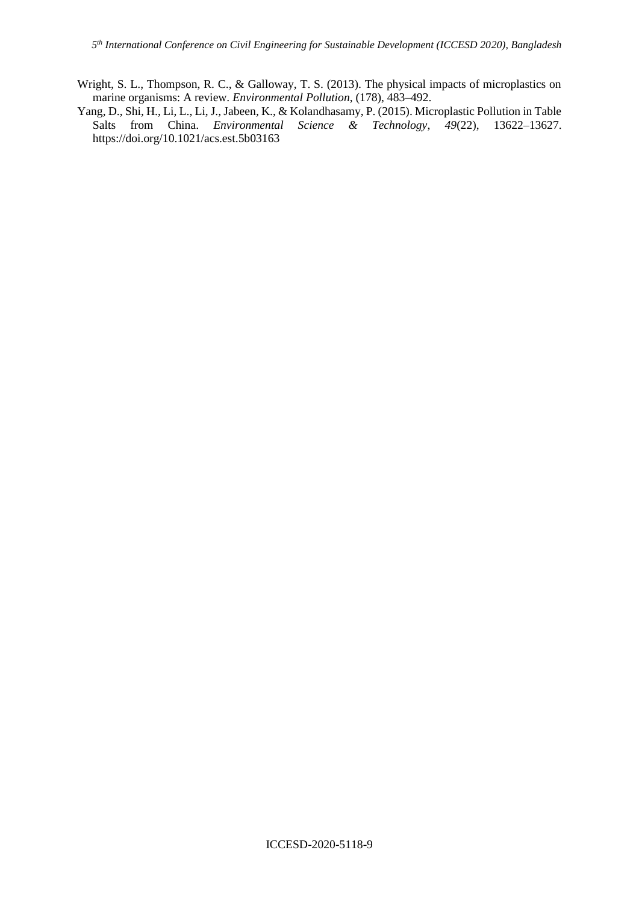Wright, S. L., Thompson, R. C., & Galloway, T. S. (2013). The physical impacts of microplastics on marine organisms: A review. *Environmental Pollution*, (178), 483–492.

Yang, D., Shi, H., Li, L., Li, J., Jabeen, K., & Kolandhasamy, P. (2015). Microplastic Pollution in Table Salts from China. *Environmental Science & Technology*, *49*(22), 13622–13627. https://doi.org/10.1021/acs.est.5b03163